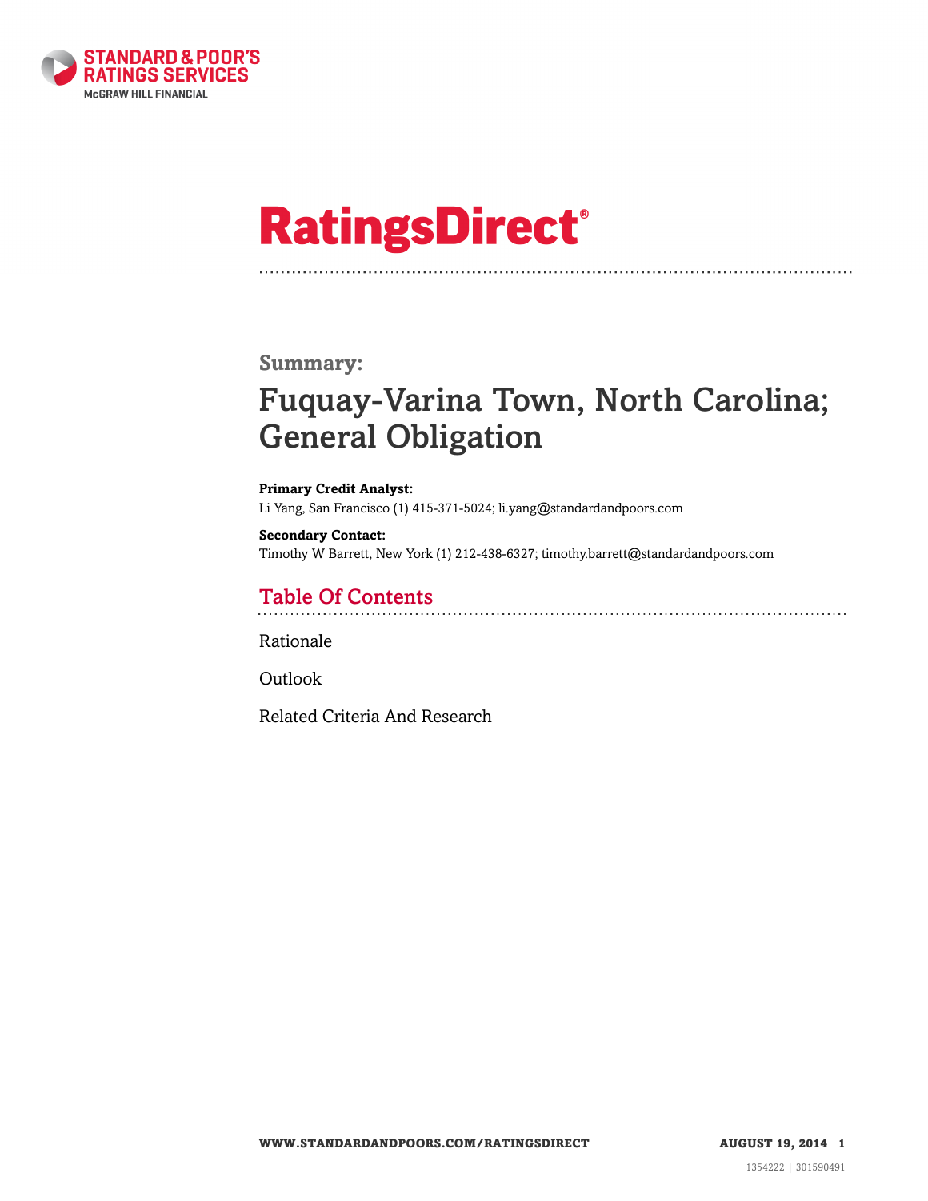# RatingsDirect®

**Summary:**

# Fuquay-Varina Town, North Carolina; General Obligation

**Primary Credit Analyst:**
Li Yang, San Francisco (1) 415-371-5024; li.yang@standardandpoors.com

**Secondary Contact:**
Timothy W Barrett, New York (1) 212-438-6327; timothy.barrett@standardandpoors.com

## Table Of Contents

Rationale

Outlook

Related Criteria And Research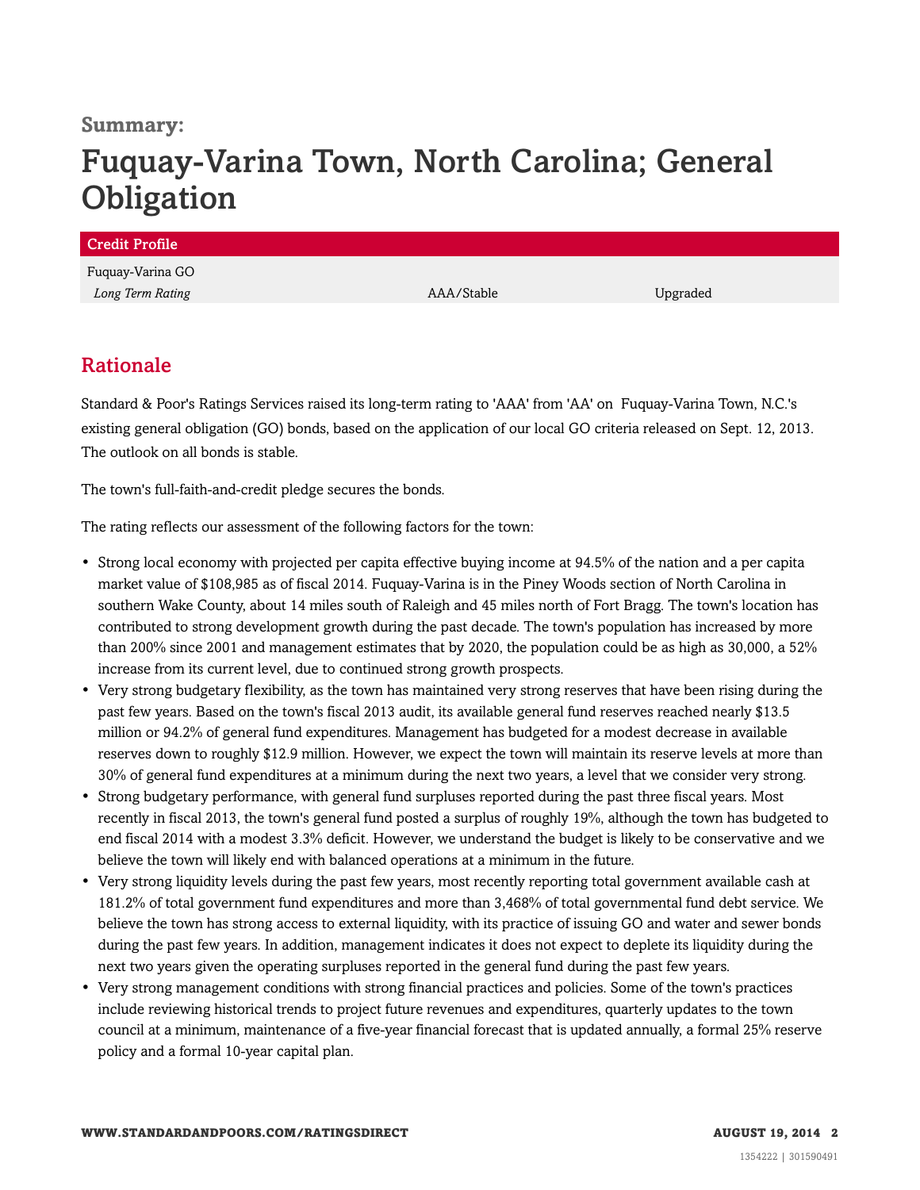**Summary:**

# Fuquay-Varina Town, North Carolina; General Obligation

| Credit Profile | | |
|---|---|---|
| Fuquay-Varina GO | | |
| *Long Term Rating* | AAA/Stable | Upgraded |

## Rationale

Standard & Poor's Ratings Services raised its long-term rating to 'AAA' from 'AA' on Fuquay-Varina Town, N.C.'s existing general obligation (GO) bonds, based on the application of our local GO criteria released on Sept. 12, 2013. The outlook on all bonds is stable.

The town's full-faith-and-credit pledge secures the bonds.

The rating reflects our assessment of the following factors for the town:

- Strong local economy with projected per capita effective buying income at 94.5% of the nation and a per capita market value of $108,985 as of fiscal 2014. Fuquay-Varina is in the Piney Woods section of North Carolina in southern Wake County, about 14 miles south of Raleigh and 45 miles north of Fort Bragg. The town's location has contributed to strong development growth during the past decade. The town's population has increased by more than 200% since 2001 and management estimates that by 2020, the population could be as high as 30,000, a 52% increase from its current level, due to continued strong growth prospects.
- Very strong budgetary flexibility, as the town has maintained very strong reserves that have been rising during the past few years. Based on the town's fiscal 2013 audit, its available general fund reserves reached nearly $13.5 million or 94.2% of general fund expenditures. Management has budgeted for a modest decrease in available reserves down to roughly $12.9 million. However, we expect the town will maintain its reserve levels at more than 30% of general fund expenditures at a minimum during the next two years, a level that we consider very strong.
- Strong budgetary performance, with general fund surpluses reported during the past three fiscal years. Most recently in fiscal 2013, the town's general fund posted a surplus of roughly 19%, although the town has budgeted to end fiscal 2014 with a modest 3.3% deficit. However, we understand the budget is likely to be conservative and we believe the town will likely end with balanced operations at a minimum in the future.
- Very strong liquidity levels during the past few years, most recently reporting total government available cash at 181.2% of total government fund expenditures and more than 3,468% of total governmental fund debt service. We believe the town has strong access to external liquidity, with its practice of issuing GO and water and sewer bonds during the past few years. In addition, management indicates it does not expect to deplete its liquidity during the next two years given the operating surpluses reported in the general fund during the past few years.
- Very strong management conditions with strong financial practices and policies. Some of the town's practices include reviewing historical trends to project future revenues and expenditures, quarterly updates to the town council at a minimum, maintenance of a five-year financial forecast that is updated annually, a formal 25% reserve policy and a formal 10-year capital plan.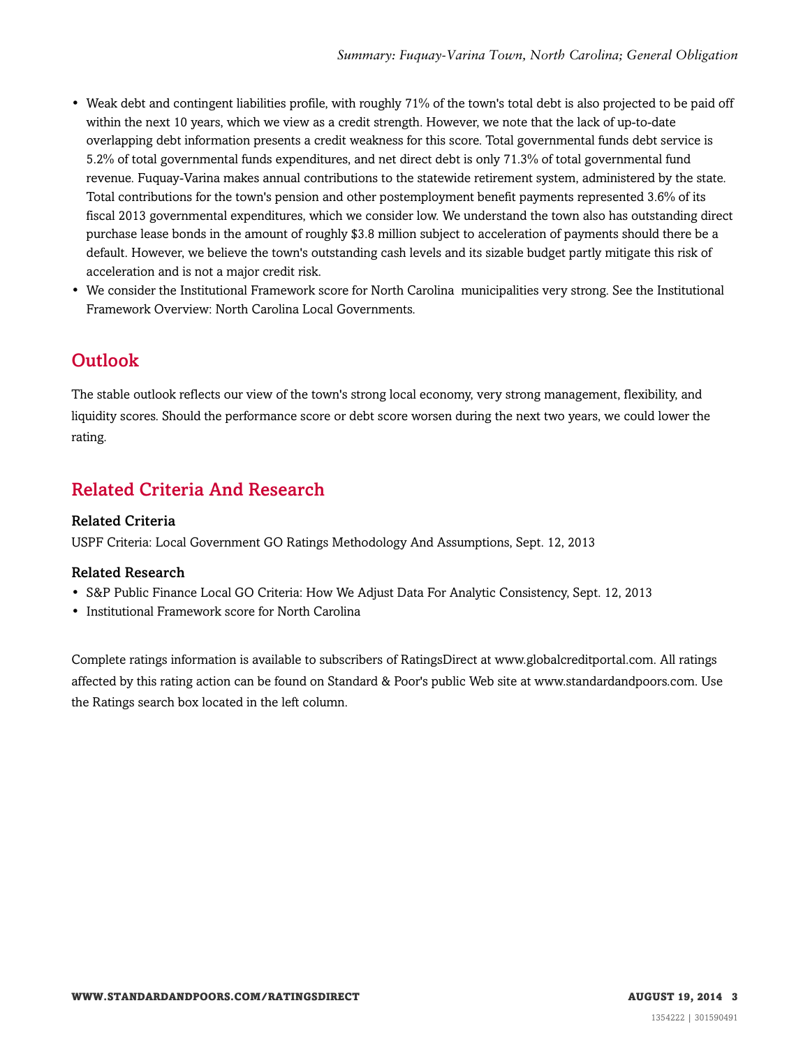- Weak debt and contingent liabilities profile, with roughly 71% of the town's total debt is also projected to be paid off within the next 10 years, which we view as a credit strength. However, we note that the lack of up-to-date overlapping debt information presents a credit weakness for this score. Total governmental funds debt service is 5.2% of total governmental funds expenditures, and net direct debt is only 71.3% of total governmental fund revenue. Fuquay-Varina makes annual contributions to the statewide retirement system, administered by the state. Total contributions for the town's pension and other postemployment benefit payments represented 3.6% of its fiscal 2013 governmental expenditures, which we consider low. We understand the town also has outstanding direct purchase lease bonds in the amount of roughly $3.8 million subject to acceleration of payments should there be a default. However, we believe the town's outstanding cash levels and its sizable budget partly mitigate this risk of acceleration and is not a major credit risk.
- We consider the Institutional Framework score for North Carolina municipalities very strong. See the Institutional Framework Overview: North Carolina Local Governments.

## Outlook

The stable outlook reflects our view of the town's strong local economy, very strong management, flexibility, and liquidity scores. Should the performance score or debt score worsen during the next two years, we could lower the rating.

## Related Criteria And Research

### Related Criteria

USPF Criteria: Local Government GO Ratings Methodology And Assumptions, Sept. 12, 2013

### Related Research

- S&P Public Finance Local GO Criteria: How We Adjust Data For Analytic Consistency, Sept. 12, 2013
- Institutional Framework score for North Carolina

Complete ratings information is available to subscribers of RatingsDirect at www.globalcreditportal.com. All ratings affected by this rating action can be found on Standard & Poor's public Web site at www.standardandpoors.com. Use the Ratings search box located in the left column.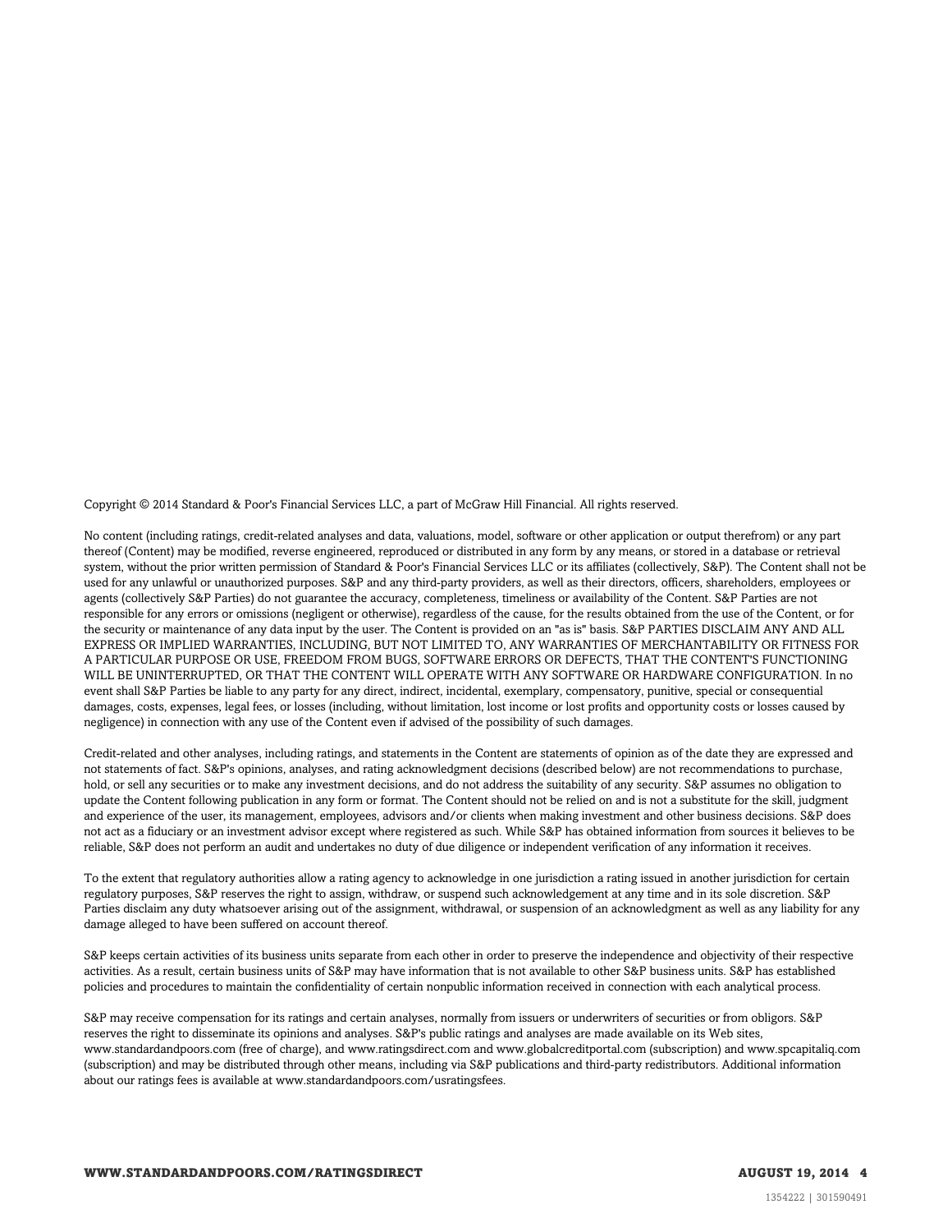Copyright © 2014 Standard & Poor's Financial Services LLC, a part of McGraw Hill Financial. All rights reserved.

No content (including ratings, credit-related analyses and data, valuations, model, software or other application or output therefrom) or any part thereof (Content) may be modified, reverse engineered, reproduced or distributed in any form by any means, or stored in a database or retrieval system, without the prior written permission of Standard & Poor's Financial Services LLC or its affiliates (collectively, S&P). The Content shall not be used for any unlawful or unauthorized purposes. S&P and any third-party providers, as well as their directors, officers, shareholders, employees or agents (collectively S&P Parties) do not guarantee the accuracy, completeness, timeliness or availability of the Content. S&P Parties are not responsible for any errors or omissions (negligent or otherwise), regardless of the cause, for the results obtained from the use of the Content, or for the security or maintenance of any data input by the user. The Content is provided on an "as is" basis. S&P PARTIES DISCLAIM ANY AND ALL EXPRESS OR IMPLIED WARRANTIES, INCLUDING, BUT NOT LIMITED TO, ANY WARRANTIES OF MERCHANTABILITY OR FITNESS FOR A PARTICULAR PURPOSE OR USE, FREEDOM FROM BUGS, SOFTWARE ERRORS OR DEFECTS, THAT THE CONTENT'S FUNCTIONING WILL BE UNINTERRUPTED, OR THAT THE CONTENT WILL OPERATE WITH ANY SOFTWARE OR HARDWARE CONFIGURATION. In no event shall S&P Parties be liable to any party for any direct, indirect, incidental, exemplary, compensatory, punitive, special or consequential damages, costs, expenses, legal fees, or losses (including, without limitation, lost income or lost profits and opportunity costs or losses caused by negligence) in connection with any use of the Content even if advised of the possibility of such damages.

Credit-related and other analyses, including ratings, and statements in the Content are statements of opinion as of the date they are expressed and not statements of fact. S&P's opinions, analyses, and rating acknowledgment decisions (described below) are not recommendations to purchase, hold, or sell any securities or to make any investment decisions, and do not address the suitability of any security. S&P assumes no obligation to update the Content following publication in any form or format. The Content should not be relied on and is not a substitute for the skill, judgment and experience of the user, its management, employees, advisors and/or clients when making investment and other business decisions. S&P does not act as a fiduciary or an investment advisor except where registered as such. While S&P has obtained information from sources it believes to be reliable, S&P does not perform an audit and undertakes no duty of due diligence or independent verification of any information it receives.

To the extent that regulatory authorities allow a rating agency to acknowledge in one jurisdiction a rating issued in another jurisdiction for certain regulatory purposes, S&P reserves the right to assign, withdraw, or suspend such acknowledgement at any time and in its sole discretion. S&P Parties disclaim any duty whatsoever arising out of the assignment, withdrawal, or suspension of an acknowledgment as well as any liability for any damage alleged to have been suffered on account thereof.

S&P keeps certain activities of its business units separate from each other in order to preserve the independence and objectivity of their respective activities. As a result, certain business units of S&P may have information that is not available to other S&P business units. S&P has established policies and procedures to maintain the confidentiality of certain nonpublic information received in connection with each analytical process.

S&P may receive compensation for its ratings and certain analyses, normally from issuers or underwriters of securities or from obligors. S&P reserves the right to disseminate its opinions and analyses. S&P's public ratings and analyses are made available on its Web sites, www.standardandpoors.com (free of charge), and www.ratingsdirect.com and www.globalcreditportal.com (subscription) and www.spcapitaliq.com (subscription) and may be distributed through other means, including via S&P publications and third-party redistributors. Additional information about our ratings fees is available at www.standardandpoors.com/usratingsfees.